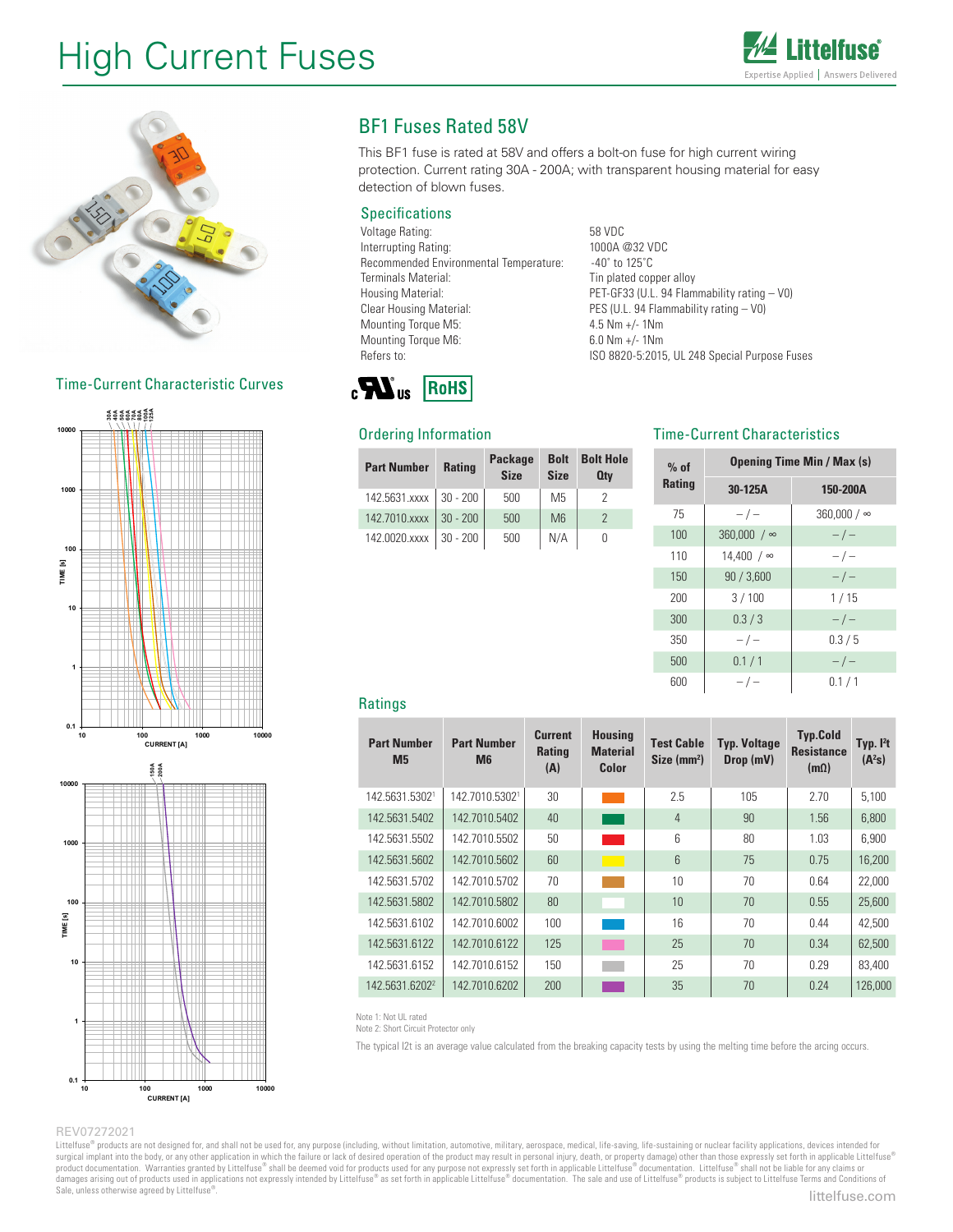# High Current Fuses

Littelfuse®
Expertise Applied | Answers Delivered

## BF1 Fuses Rated 58V

This BF1 fuse is rated at 58V and offers a bolt-on fuse for high current wiring protection. Current rating 30A - 200A; with transparent housing material for easy detection of blown fuses.

### Specifications

| | |
|---|---|
| Voltage Rating: | 58 VDC |
| Interrupting Rating: | 1000A @32 VDC |
| Recommended Environmental Temperature: | -40˚ to 125˚C |
| Terminals Material: | Tin plated copper alloy |
| Housing Material: | PET-GF33 (U.L. 94 Flammability rating – V0) |
| Clear Housing Material: | PES (U.L. 94 Flammability rating – V0) |
| Mounting Torque M5: | 4.5 Nm +/- 1Nm |
| Mounting Torque M6: | 6.0 Nm +/- 1Nm |
| Refers to: | ISO 8820-5:2015, UL 248 Special Purpose Fuses |

RoHS

### Time-Current Characteristic Curves

30A 40A 50A 60A 70A 80A 100A 125A

TIME [s]
10000
1000
100
10
1
0.1

CURRENT [A]
10 100 1000 10000

150A 200A

TIME [s]
10000
1000
100
10
1
0.1

CURRENT [A]
10 100 1000 10000

### Ordering Information

| Part Number | Rating | Package Size | Bolt Size | Bolt Hole Qty |
|---|---|---|---|---|
| 142.5631.xxxx | 30 - 200 | 500 | M5 | 2 |
| 142.7010.xxxx | 30 - 200 | 500 | M6 | 2 |
| 142.0020.xxxx | 30 - 200 | 500 | N/A | 0 |

### Time-Current Characteristics

| % of Rating | Opening Time Min / Max (s) | |
|---|---|---|
| | 30-125A | 150-200A |
| 75 | – / – | 360,000 / ∞ |
| 100 | 360,000 / ∞ | – / – |
| 110 | 14,400 / ∞ | – / – |
| 150 | 90 / 3,600 | – / – |
| 200 | 3 / 100 | 1 / 15 |
| 300 | 0.3 / 3 | – / – |
| 350 | – / – | 0.3 / 5 |
| 500 | 0.1 / 1 | – / – |
| 600 | – / – | 0.1 / 1 |

### Ratings

| Part Number M5 | Part Number M6 | Current Rating (A) | Housing Material Color | Test Cable Size ($mm^2$) | Typ. Voltage Drop (mV) | Typ.Cold Resistance (mΩ) | Typ. $I^2t$ ($A^2s$) |
|---|---|---|---|---|---|---|---|
| 142.5631.5302[1] | 142.7010.5302[1] | 30 | | 2.5 | 105 | 2.70 | 5,100 |
| 142.5631.5402 | 142.7010.5402 | 40 | | 4 | 90 | 1.56 | 6,800 |
| 142.5631.5502 | 142.7010.5502 | 50 | | 6 | 80 | 1.03 | 6,900 |
| 142.5631.5602 | 142.7010.5602 | 60 | | 6 | 75 | 0.75 | 16,200 |
| 142.5631.5702 | 142.7010.5702 | 70 | | 10 | 70 | 0.64 | 22,000 |
| 142.5631.5802 | 142.7010.5802 | 80 | | 10 | 70 | 0.55 | 25,600 |
| 142.5631.6102 | 142.7010.6002 | 100 | | 16 | 70 | 0.44 | 42,500 |
| 142.5631.6122 | 142.7010.6122 | 125 | | 25 | 70 | 0.34 | 62,500 |
| 142.5631.6152 | 142.7010.6152 | 150 | | 25 | 70 | 0.29 | 83,400 |
| 142.5631.6202[2] | 142.7010.6202 | 200 | | 35 | 70 | 0.24 | 126,000 |

Note 1: Not UL rated
Note 2: Short Circuit Protector only

The typical I2t is an average value calculated from the breaking capacity tests by using the melting time before the arcing occurs.

REV07272021

Littelfuse® products are not designed for, and shall not be used for, any purpose (including, without limitation, automotive, military, aerospace, medical, life-saving, life-sustaining or nuclear facility applications, devices intended for surgical implant into the body, or any other application in which the failure or lack of desired operation of the product may result in personal injury, death, or property damage) other than those expressly set forth in applicable Littelfuse® product documentation. Warranties granted by Littelfuse® shall be deemed void for products used for any purpose not expressly set forth in applicable Littelfuse® documentation. Littelfuse® shall not be liable for any claims or damages arising out of products used in applications not expressly intended by Littelfuse® as set forth in applicable Littelfuse® documentation. The sale and use of Littelfuse® products is subject to Littelfuse Terms and Conditions of Sale, unless otherwise agreed by Littelfuse®.

littelfuse.com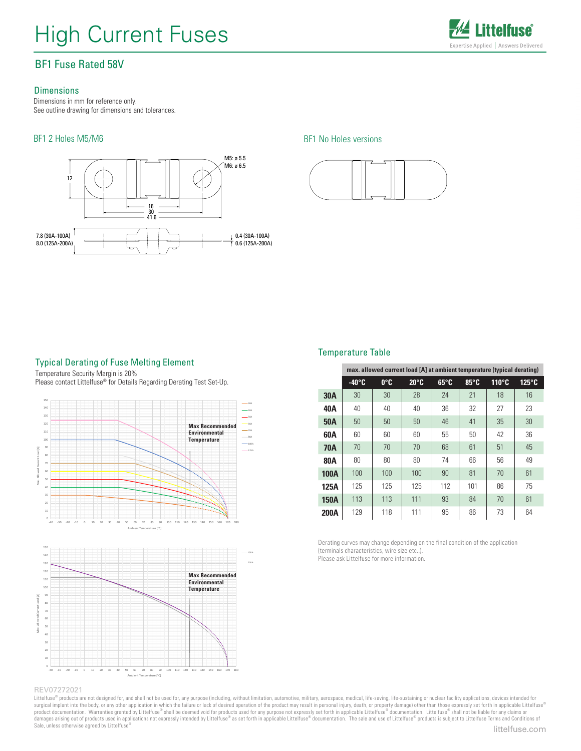# High Current Fuses

## BF1 Fuse Rated 58V

### Dimensions

Dimensions in mm for reference only.
See outline drawing for dimensions and tolerances.

#### BF1 2 Holes M5/M6

M5: ø 5.5
M6: ø 6.5
12
16
30
41.6
7.8 (30A-100A)
8.0 (125A-200A)
0.4 (30A-100A)
0.6 (125A-200A)

#### BF1 No Holes versions

### Typical Derating of Fuse Melting Element

Temperature Security Margin is 20%
Please contact Littelfuse® for Details Regarding Derating Test Set-Up.

Max Recommended Environmental Temperature
Max. Allowed Current Load [A]
Ambient Temperature [°C]
30A 40A 50A 60A 70A 80A 100A 125A

Max Recommended Environmental Temperature
Max. Allowed Current Load [A]
Ambient Temperature [°C]
150A 200A

### Temperature Table

| | max. allowed current load [A] at ambient temperature (typical derating) | | | | | | |
|---|---|---|---|---|---|---|---|
| | -40°C | 0°C | 20°C | 65°C | 85°C | 110°C | 125°C |
| **30A** | 30 | 30 | 28 | 24 | 21 | 18 | 16 |
| **40A** | 40 | 40 | 40 | 36 | 32 | 27 | 23 |
| **50A** | 50 | 50 | 50 | 46 | 41 | 35 | 30 |
| **60A** | 60 | 60 | 60 | 55 | 50 | 42 | 36 |
| **70A** | 70 | 70 | 70 | 68 | 61 | 51 | 45 |
| **80A** | 80 | 80 | 80 | 74 | 66 | 56 | 49 |
| **100A** | 100 | 100 | 100 | 90 | 81 | 70 | 61 |
| **125A** | 125 | 125 | 125 | 112 | 101 | 86 | 75 |
| **150A** | 113 | 113 | 111 | 93 | 84 | 70 | 61 |
| **200A** | 129 | 118 | 111 | 95 | 86 | 73 | 64 |

Derating curves may change depending on the final condition of the application (terminals characteristics, wire size etc..).
Please ask Littelfuse for more information.

REV07272021

Littelfuse® products are not designed for, and shall not be used for, any purpose (including, without limitation, automotive, military, aerospace, medical, life-saving, life-sustaining or nuclear facility applications, devices intended for surgical implant into the body, or any other application in which the failure or lack of desired operation of the product may result in personal injury, death, or property damage) other than those expressly set forth in applicable Littelfuse® product documentation. Warranties granted by Littelfuse® shall be deemed void for products used for any purpose not expressly set forth in applicable Littelfuse® documentation. Littelfuse® shall not be liable for any claims or damages arising out of products used in applications not expressly intended by Littelfuse® as set forth in applicable Littelfuse® documentation. The sale and use of Littelfuse® products is subject to Littelfuse Terms and Conditions of Sale, unless otherwise agreed by Littelfuse®.

littelfuse.com